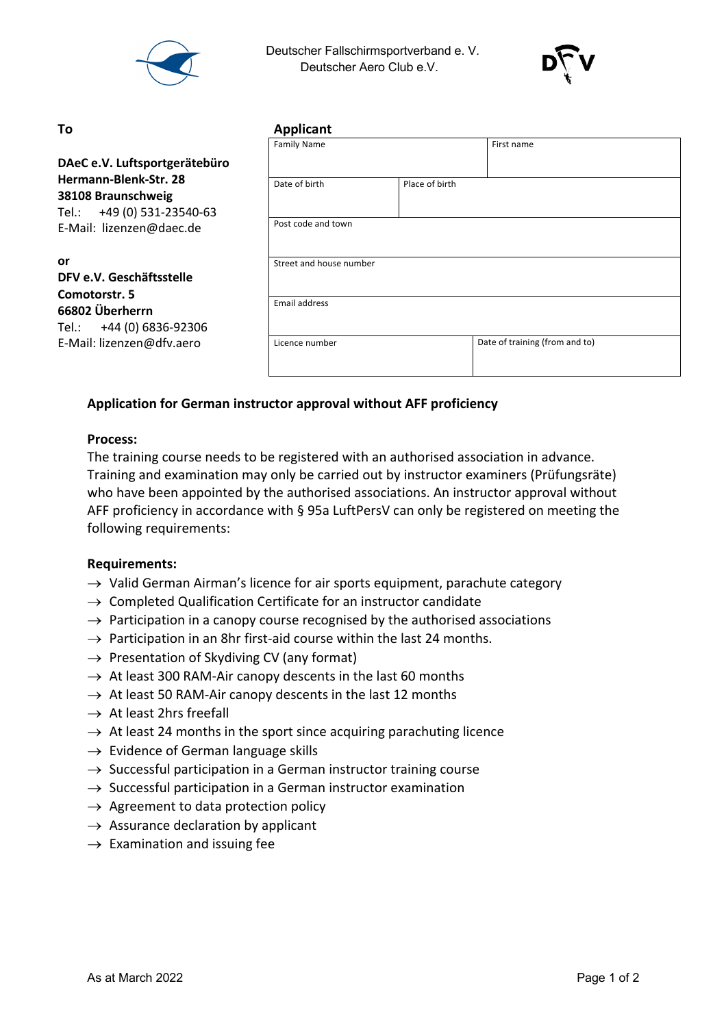Deutscher Fallschirmsportverband e. V.
Deutscher Aero Club e.V.

**To**

**DAeC e.V. Luftsportgerätebüro**
**Hermann-Blenk-Str. 28**
**38108 Braunschweig**
Tel.: +49 (0) 531-23540-63
E-Mail: lizenzen@daec.de

**or**
**DFV e.V. Geschäftsstelle**
**Comotorstr. 5**
**66802 Überherrn**
Tel.: +44 (0) 6836-92306
E-Mail: lizenzen@dfv.aero

**Applicant**

| Family Name | | First name |
|---|---|---|
| Date of birth | Place of birth | |
| Post code and town | | |
| Street and house number | | |
| Email address | | |
| Licence number | | Date of training (from and to) |

**Application for German instructor approval without AFF proficiency**

**Process:**
The training course needs to be registered with an authorised association in advance. Training and examination may only be carried out by instructor examiners (Prüfungsräte) who have been appointed by the authorised associations. An instructor approval without AFF proficiency in accordance with § 95a LuftPersV can only be registered on meeting the following requirements:

**Requirements:**

- → Valid German Airman's licence for air sports equipment, parachute category
- → Completed Qualification Certificate for an instructor candidate
- → Participation in a canopy course recognised by the authorised associations
- → Participation in an 8hr first-aid course within the last 24 months.
- → Presentation of Skydiving CV (any format)
- → At least 300 RAM-Air canopy descents in the last 60 months
- → At least 50 RAM-Air canopy descents in the last 12 months
- → At least 2hrs freefall
- → At least 24 months in the sport since acquiring parachuting licence
- → Evidence of German language skills
- → Successful participation in a German instructor training course
- → Successful participation in a German instructor examination
- → Agreement to data protection policy
- → Assurance declaration by applicant
- → Examination and issuing fee

As at March 2022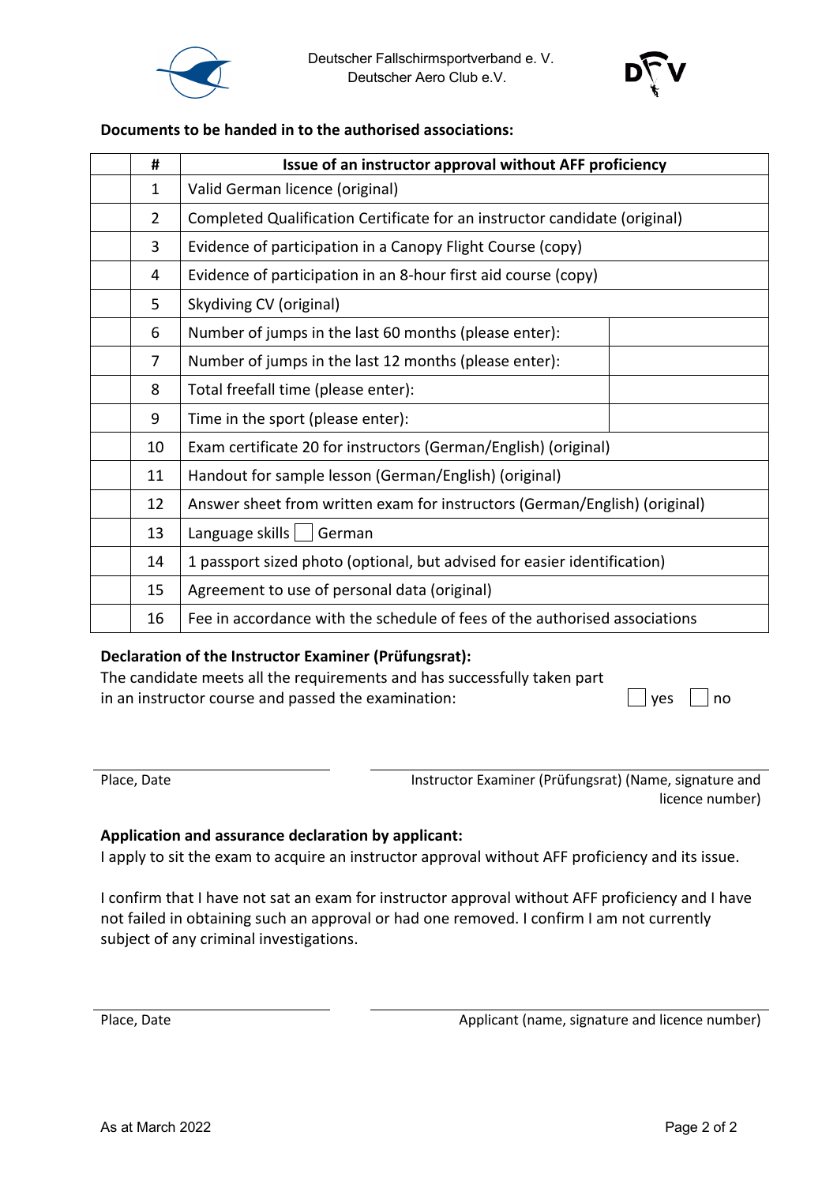Deutscher Fallschirmsportverband e. V.
Deutscher Aero Club e.V.

**Documents to be handed in to the authorised associations:**

| | # | Issue of an instructor approval without AFF proficiency | |
|---|---|---|---|
| | 1 | Valid German licence (original) | |
| | 2 | Completed Qualification Certificate for an instructor candidate (original) | |
| | 3 | Evidence of participation in a Canopy Flight Course (copy) | |
| | 4 | Evidence of participation in an 8-hour first aid course (copy) | |
| | 5 | Skydiving CV (original) | |
| | 6 | Number of jumps in the last 60 months (please enter): | |
| | 7 | Number of jumps in the last 12 months (please enter): | |
| | 8 | Total freefall time (please enter): | |
| | 9 | Time in the sport (please enter): | |
| | 10 | Exam certificate 20 for instructors (German/English) (original) | |
| | 11 | Handout for sample lesson (German/English) (original) | |
| | 12 | Answer sheet from written exam for instructors (German/English) (original) | |
| | 13 | Language skills ☐ German | |
| | 14 | 1 passport sized photo (optional, but advised for easier identification) | |
| | 15 | Agreement to use of personal data (original) | |
| | 16 | Fee in accordance with the schedule of fees of the authorised associations | |

**Declaration of the Instructor Examiner (Prüfungsrat):**

The candidate meets all the requirements and has successfully taken part in an instructor course and passed the examination: ☐ yes ☐ no

Place, Date

Instructor Examiner (Prüfungsrat) (Name, signature and licence number)

**Application and assurance declaration by applicant:**

I apply to sit the exam to acquire an instructor approval without AFF proficiency and its issue.

I confirm that I have not sat an exam for instructor approval without AFF proficiency and I have not failed in obtaining such an approval or had one removed. I confirm I am not currently subject of any criminal investigations.

Place, Date

Applicant (name, signature and licence number)

As at March 2022